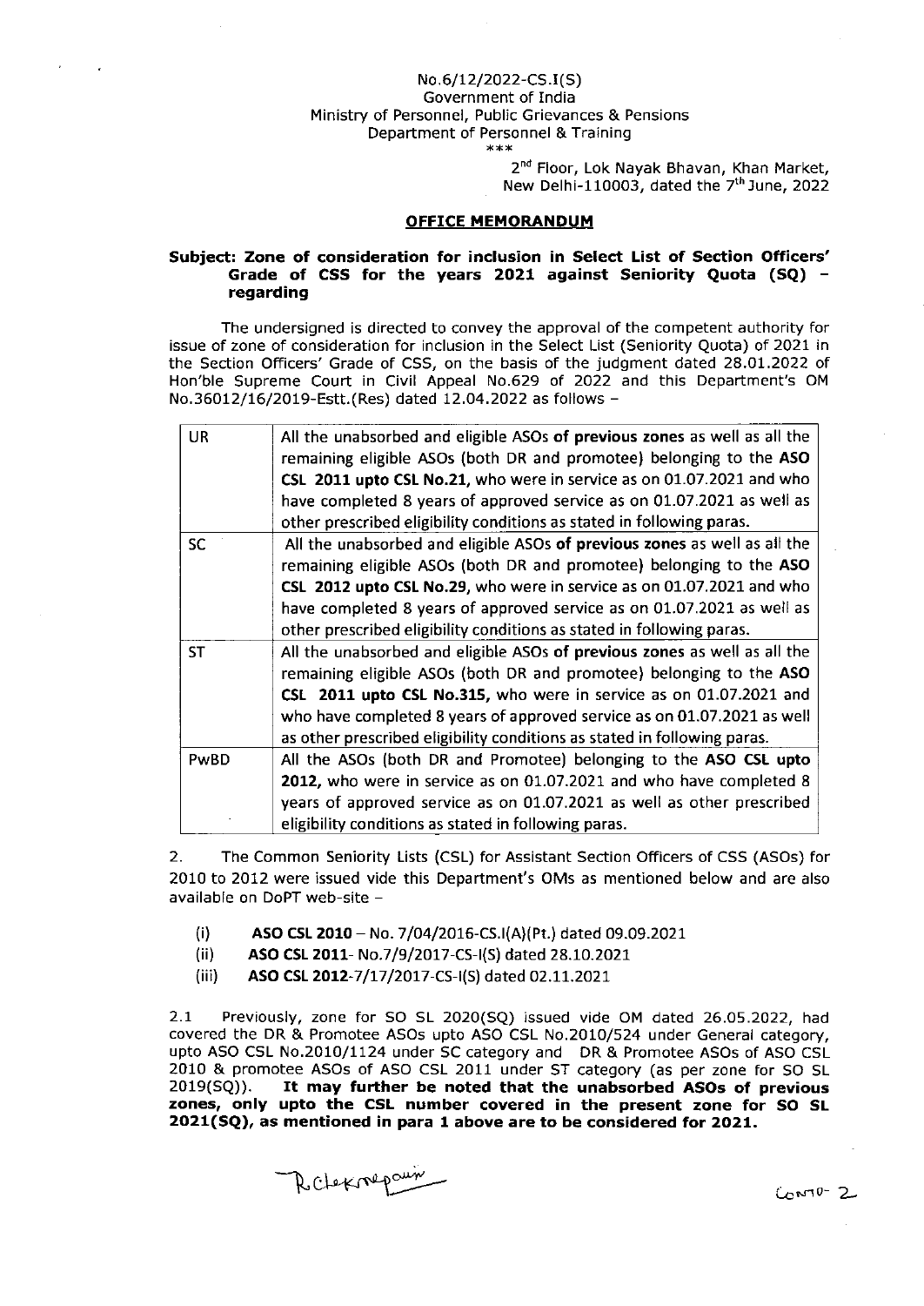No.6/12/2022-CS.I(S)
Government of India
Ministry of Personnel, Public Grievances & Pensions
Department of Personnel & Training
\*\*\*

2nd Floor, Lok Nayak Bhavan, Khan Market,
New Delhi-110003, dated the 7th June, 2022

## OFFICE MEMORANDUM

**Subject: Zone of consideration for inclusion in Select List of Section Officers' Grade of CSS for the years 2021 against Seniority Quota (SQ) – regarding**

The undersigned is directed to convey the approval of the competent authority for issue of zone of consideration for inclusion in the Select List (Seniority Quota) of 2021 in the Section Officers' Grade of CSS, on the basis of the judgment dated 28.01.2022 of Hon'ble Supreme Court in Civil Appeal No.629 of 2022 and this Department's OM No.36012/16/2019-Estt.(Res) dated 12.04.2022 as follows –

| | |
|---|---|
| UR | All the unabsorbed and eligible ASOs **of previous zones** as well as all the remaining eligible ASOs (both DR and promotee) belonging to the **ASO CSL 2011 upto CSL No.21,** who were in service as on 01.07.2021 and who have completed 8 years of approved service as on 01.07.2021 as well as other prescribed eligibility conditions as stated in following paras. |
| SC | All the unabsorbed and eligible ASOs **of previous zones** as well as all the remaining eligible ASOs (both DR and promotee) belonging to the **ASO CSL 2012 upto CSL No.29,** who were in service as on 01.07.2021 and who have completed 8 years of approved service as on 01.07.2021 as well as other prescribed eligibility conditions as stated in following paras. |
| ST | All the unabsorbed and eligible ASOs **of previous zones** as well as all the remaining eligible ASOs (both DR and promotee) belonging to the **ASO CSL 2011 upto CSL No.315,** who were in service as on 01.07.2021 and who have completed 8 years of approved service as on 01.07.2021 as well as other prescribed eligibility conditions as stated in following paras. |
| PwBD | All the ASOs (both DR and Promotee) belonging to the **ASO CSL upto 2012,** who were in service as on 01.07.2021 and who have completed 8 years of approved service as on 01.07.2021 as well as other prescribed eligibility conditions as stated in following paras. |

2. The Common Seniority Lists (CSL) for Assistant Section Officers of CSS (ASOs) for 2010 to 2012 were issued vide this Department's OMs as mentioned below and are also available on DoPT web-site –

(i) **ASO CSL 2010** – No. 7/04/2016-CS.I(A)(Pt.) dated 09.09.2021

(ii) **ASO CSL 2011**- No.7/9/2017-CS-I(S) dated 28.10.2021

(iii) **ASO CSL 2012**-7/17/2017-CS-I(S) dated 02.11.2021

2.1 Previously, zone for SO SL 2020(SQ) issued vide OM dated 26.05.2022, had covered the DR & Promotee ASOs upto ASO CSL No.2010/524 under General category, upto ASO CSL No.2010/1124 under SC category and DR & Promotee ASOs of ASO CSL 2010 & promotee ASOs of ASO CSL 2011 under ST category (as per zone for SO SL 2019(SQ)). **It may further be noted that the unabsorbed ASOs of previous zones, only upto the CSL number covered in the present zone for SO SL 2021(SQ), as mentioned in para 1 above are to be considered for 2021.**

R.Chekrapani

Contd- 2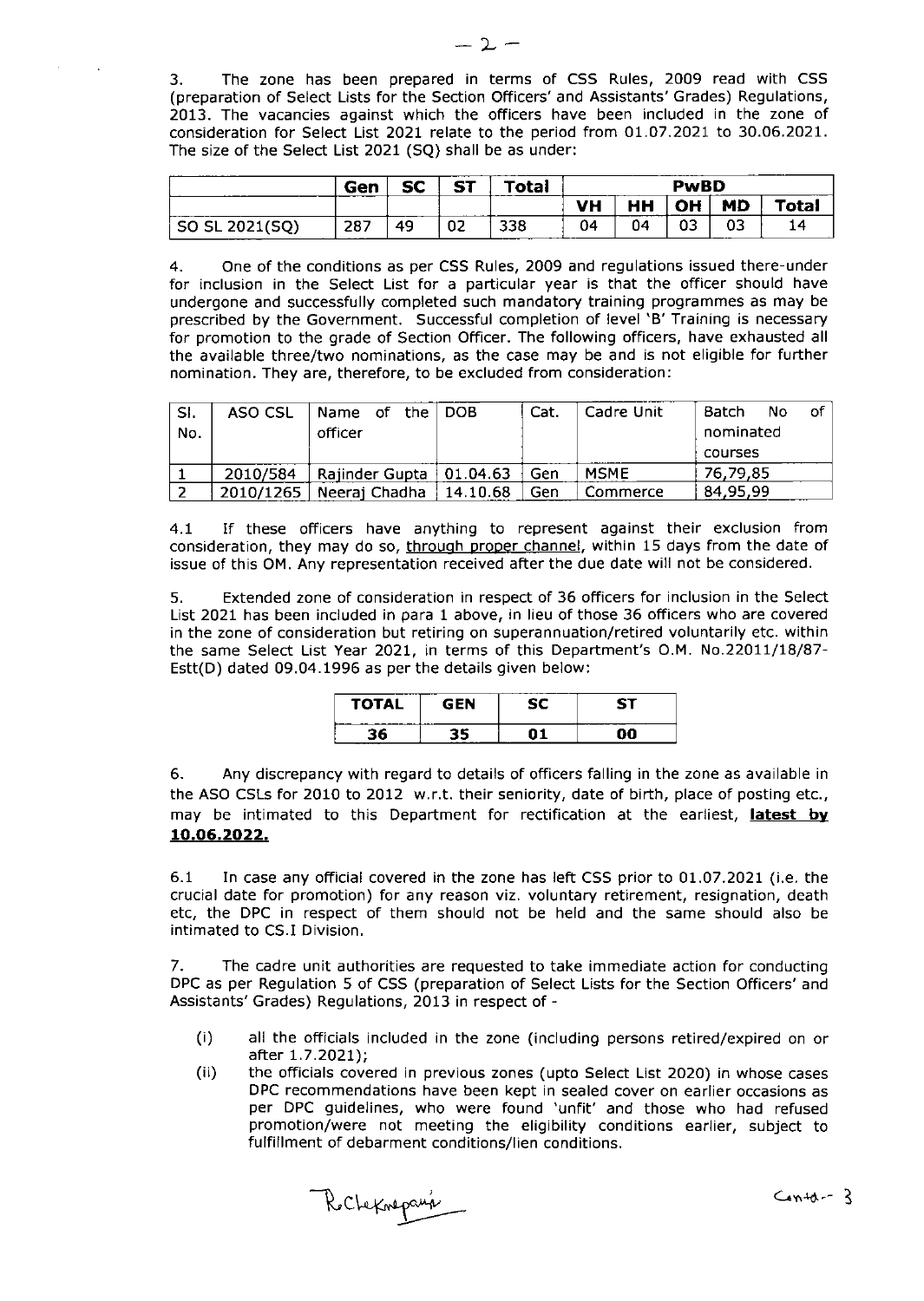3. The zone has been prepared in terms of CSS Rules, 2009 read with CSS (preparation of Select Lists for the Section Officers' and Assistants' Grades) Regulations, 2013. The vacancies against which the officers have been included in the zone of consideration for Select List 2021 relate to the period from 01.07.2021 to 30.06.2021. The size of the Select List 2021 (SQ) shall be as under:

| | Gen | SC | ST | Total | PwBD | | | | |
|---|---|---|---|---|---|---|---|---|---|
| | | | | | VH | HH | OH | MD | Total |
| SO SL 2021(SQ) | 287 | 49 | 02 | 338 | 04 | 04 | 03 | 03 | 14 |

4. One of the conditions as per CSS Rules, 2009 and regulations issued there-under for inclusion in the Select List for a particular year is that the officer should have undergone and successfully completed such mandatory training programmes as may be prescribed by the Government. Successful completion of level 'B' Training is necessary for promotion to the grade of Section Officer. The following officers, have exhausted all the available three/two nominations, as the case may be and is not eligible for further nomination. They are, therefore, to be excluded from consideration:

| Sl. No. | ASO CSL | Name of the officer | DOB | Cat. | Cadre Unit | Batch No of nominated courses |
|---|---|---|---|---|---|---|
| 1 | 2010/584 | Rajinder Gupta | 01.04.63 | Gen | MSME | 76,79,85 |
| 2 | 2010/1265 | Neeraj Chadha | 14.10.68 | Gen | Commerce | 84,95,99 |

4.1 If these officers have anything to represent against their exclusion from consideration, they may do so, through proper channel, within 15 days from the date of issue of this OM. Any representation received after the due date will not be considered.

5. Extended zone of consideration in respect of 36 officers for inclusion in the Select List 2021 has been included in para 1 above, in lieu of those 36 officers who are covered in the zone of consideration but retiring on superannuation/retired voluntarily etc. within the same Select List Year 2021, in terms of this Department's O.M. No.22011/18/87-Estt(D) dated 09.04.1996 as per the details given below:

| TOTAL | GEN | SC | ST |
|---|---|---|---|
| 36 | 35 | 01 | 00 |

6. Any discrepancy with regard to details of officers falling in the zone as available in the ASO CSLs for 2010 to 2012 w.r.t. their seniority, date of birth, place of posting etc., may be intimated to this Department for rectification at the earliest, **latest by 10.06.2022.**

6.1 In case any official covered in the zone has left CSS prior to 01.07.2021 (i.e. the crucial date for promotion) for any reason viz. voluntary retirement, resignation, death etc, the DPC in respect of them should not be held and the same should also be intimated to CS.I Division.

7. The cadre unit authorities are requested to take immediate action for conducting DPC as per Regulation 5 of CSS (preparation of Select Lists for the Section Officers' and Assistants' Grades) Regulations, 2013 in respect of -

(i) all the officials included in the zone (including persons retired/expired on or after 1.7.2021);

(ii) the officials covered in previous zones (upto Select List 2020) in whose cases DPC recommendations have been kept in sealed cover on earlier occasions as per DPC guidelines, who were found 'unfit' and those who had refused promotion/were not meeting the eligibility conditions earlier, subject to fulfillment of debarment conditions/lien conditions.

R. Chekmepang

Contd-- 3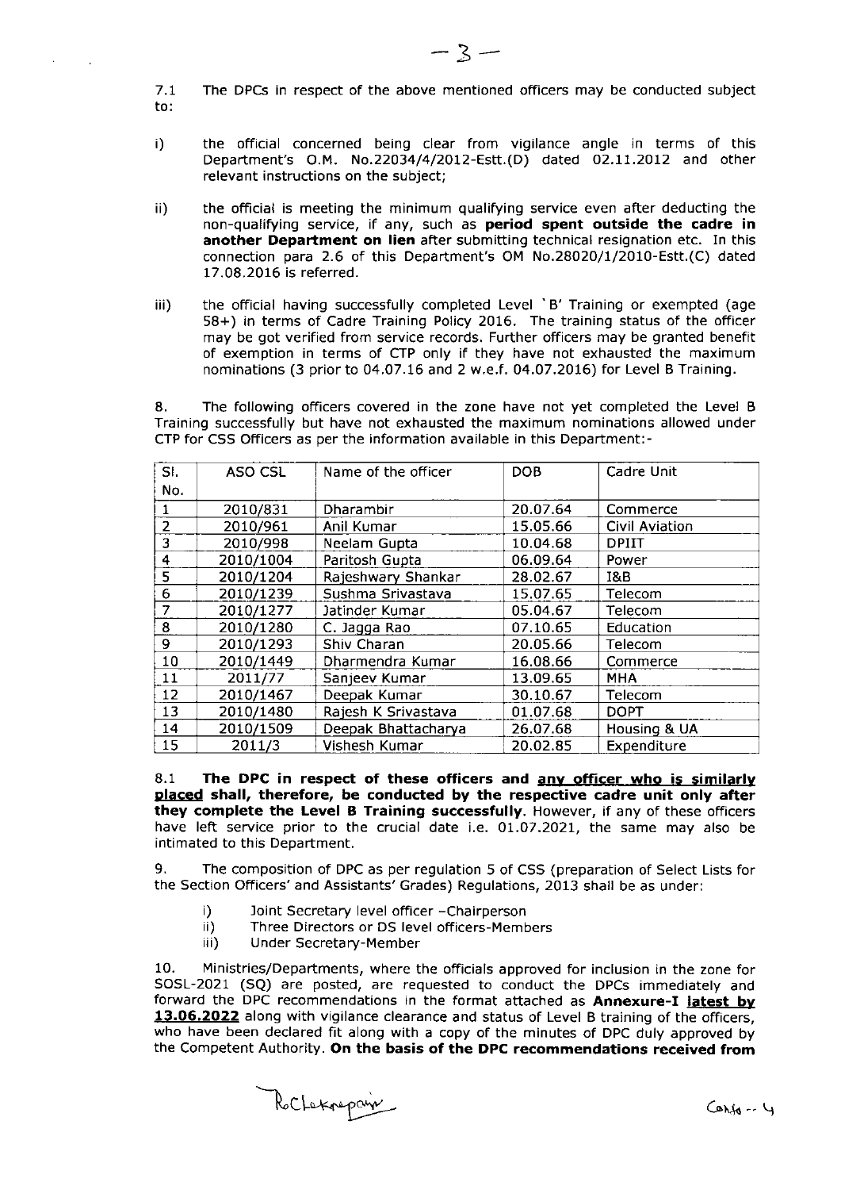7.1 The DPCs in respect of the above mentioned officers may be conducted subject to:

i) the official concerned being clear from vigilance angle in terms of this Department's O.M. No.22034/4/2012-Estt.(D) dated 02.11.2012 and other relevant instructions on the subject;

ii) the official is meeting the minimum qualifying service even after deducting the non-qualifying service, if any, such as **period spent outside the cadre in another Department on lien** after submitting technical resignation etc. In this connection para 2.6 of this Department's OM No.28020/1/2010-Estt.(C) dated 17.08.2016 is referred.

iii) the official having successfully completed Level 'B' Training or exempted (age 58+) in terms of Cadre Training Policy 2016. The training status of the officer may be got verified from service records. Further officers may be granted benefit of exemption in terms of CTP only if they have not exhausted the maximum nominations (3 prior to 04.07.16 and 2 w.e.f. 04.07.2016) for Level B Training.

8. The following officers covered in the zone have not yet completed the Level B Training successfully but have not exhausted the maximum nominations allowed under CTP for CSS Officers as per the information available in this Department:-

| Sl. No. | ASO CSL | Name of the officer | DOB | Cadre Unit |
|---|---|---|---|---|
| 1 | 2010/831 | Dharambir | 20.07.64 | Commerce |
| 2 | 2010/961 | Anil Kumar | 15.05.66 | Civil Aviation |
| 3 | 2010/998 | Neelam Gupta | 10.04.68 | DPIIT |
| 4 | 2010/1004 | Paritosh Gupta | 06.09.64 | Power |
| 5 | 2010/1204 | Rajeshwary Shankar | 28.02.67 | I&B |
| 6 | 2010/1239 | Sushma Srivastava | 15.07.65 | Telecom |
| 7 | 2010/1277 | Jatinder Kumar | 05.04.67 | Telecom |
| 8 | 2010/1280 | C. Jagga Rao | 07.10.65 | Education |
| 9 | 2010/1293 | Shiv Charan | 20.05.66 | Telecom |
| 10 | 2010/1449 | Dharmendra Kumar | 16.08.66 | Commerce |
| 11 | 2011/77 | Sanjeev Kumar | 13.09.65 | MHA |
| 12 | 2010/1467 | Deepak Kumar | 30.10.67 | Telecom |
| 13 | 2010/1480 | Rajesh K Srivastava | 01.07.68 | DOPT |
| 14 | 2010/1509 | Deepak Bhattacharya | 26.07.68 | Housing & UA |
| 15 | 2011/3 | Vishesh Kumar | 20.02.85 | Expenditure |

8.1 **The DPC in respect of these officers and <u>any officer who is similarly placed</u> shall, therefore, be conducted by the respective cadre unit only after they complete the Level B Training successfully.** However, if any of these officers have left service prior to the crucial date i.e. 01.07.2021, the same may also be intimated to this Department.

9. The composition of DPC as per regulation 5 of CSS (preparation of Select Lists for the Section Officers' and Assistants' Grades) Regulations, 2013 shall be as under:

i) Joint Secretary level officer –Chairperson
ii) Three Directors or DS level officers-Members
iii) Under Secretary-Member

10. Ministries/Departments, where the officials approved for inclusion in the zone for SOSL-2021 (SQ) are posted, are requested to conduct the DPCs immediately and forward the DPC recommendations in the format attached as **Annexure-I <u>latest by 13.06.2022</u>** along with vigilance clearance and status of Level B training of the officers, who have been declared fit along with a copy of the minutes of DPC duly approved by the Competent Authority. **On the basis of the DPC recommendations received from**

Contd-- 4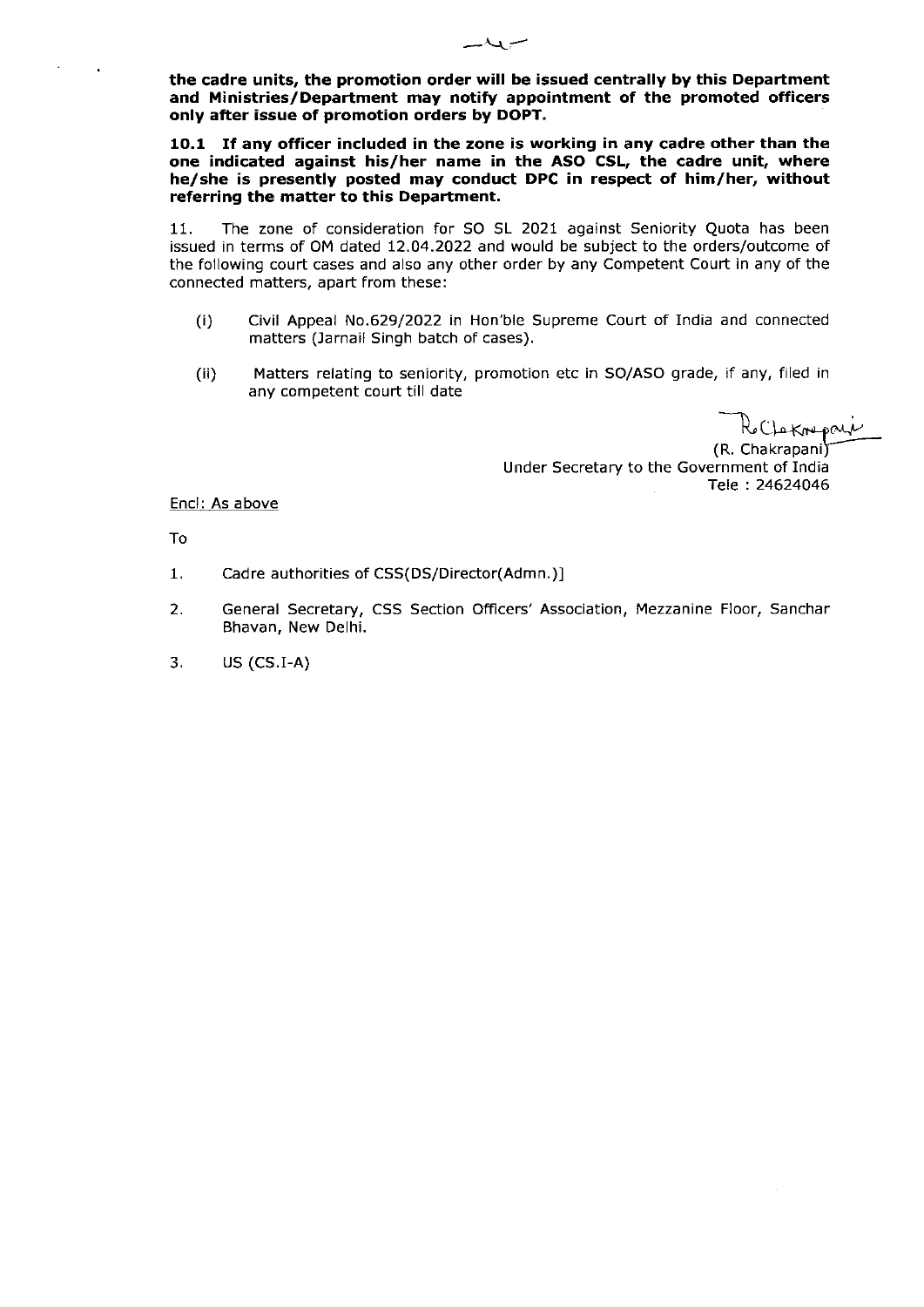**the cadre units, the promotion order will be issued centrally by this Department and Ministries/Department may notify appointment of the promoted officers only after issue of promotion orders by DOPT.**

**10.1 If any officer included in the zone is working in any cadre other than the one indicated against his/her name in the ASO CSL, the cadre unit, where he/she is presently posted may conduct DPC in respect of him/her, without referring the matter to this Department.**

11. The zone of consideration for SO SL 2021 against Seniority Quota has been issued in terms of OM dated 12.04.2022 and would be subject to the orders/outcome of the following court cases and also any other order by any Competent Court in any of the connected matters, apart from these:

(i) Civil Appeal No.629/2022 in Hon'ble Supreme Court of India and connected matters (Jarnail Singh batch of cases).

(ii) Matters relating to seniority, promotion etc in SO/ASO grade, if any, filed in any competent court till date

(R. Chakrapani)
Under Secretary to the Government of India
Tele : 24624046

Encl: As above

To

1. Cadre authorities of CSS(DS/Director(Admn.)]
2. General Secretary, CSS Section Officers' Association, Mezzanine Floor, Sanchar Bhavan, New Delhi.
3. US (CS.I-A)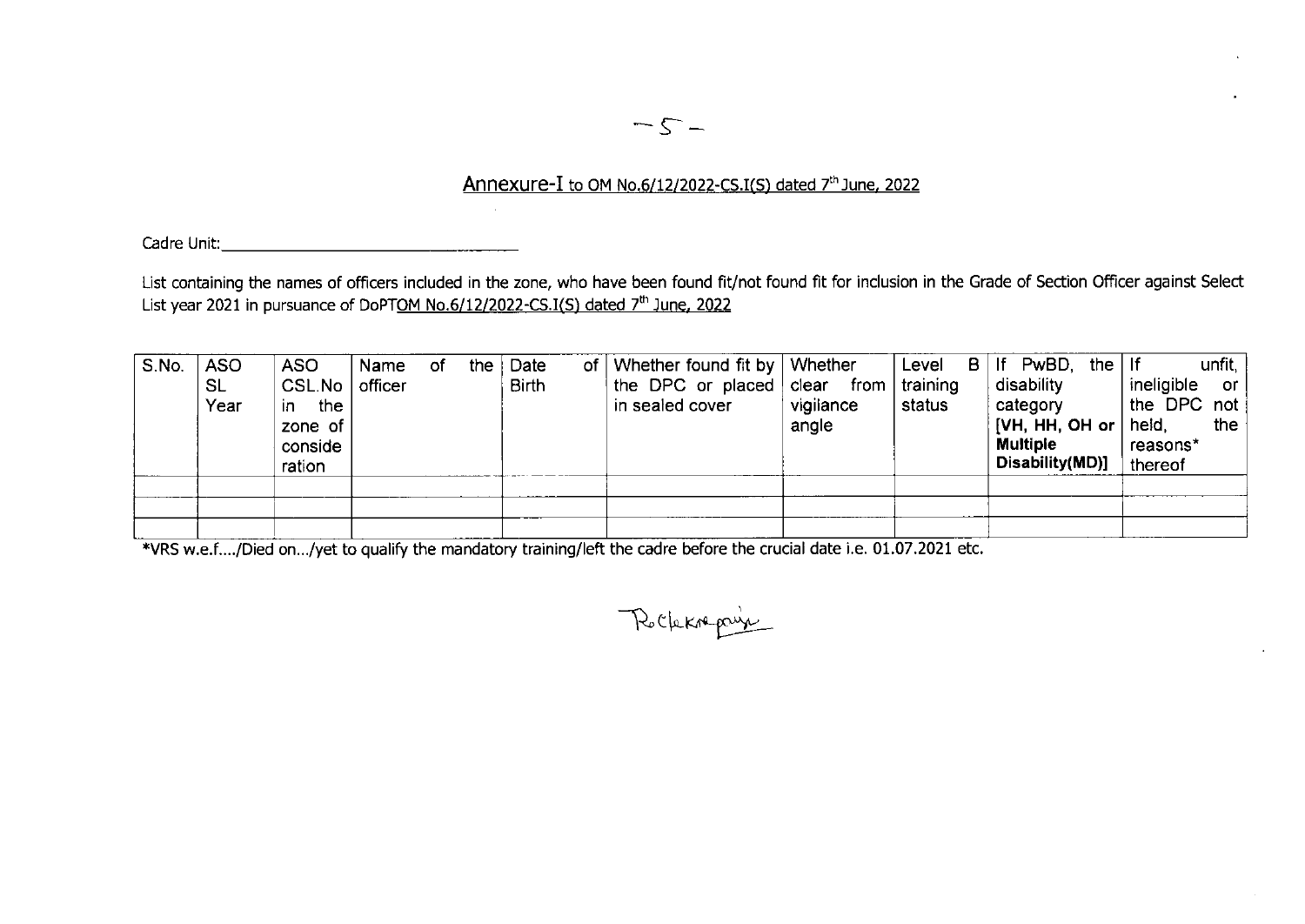## Annexure-I to OM No.6/12/2022-CS.I(S) dated 7th June, 2022

Cadre Unit:\_\_\_\_\_\_\_\_\_\_\_\_\_\_\_\_\_\_\_\_\_\_\_\_\_\_\_\_\_\_

List containing the names of officers included in the zone, who have been found fit/not found fit for inclusion in the Grade of Section Officer against Select List year 2021 in pursuance of DoPTOM No.6/12/2022-CS.I(S) dated 7th June, 2022

| S.No. | ASO SL Year | ASO CSL.No in the zone of consideration | Name of the officer | Date of Birth | Whether found fit by the DPC or placed in sealed cover | Whether clear from vigilance angle | Level B training status | If PwBD, the disability category [VH, HH, OH or Multiple Disability(MD)] | If unfit, ineligible or the DPC not held, the reasons* thereof |
|---|---|---|---|---|---|---|---|---|---|
| | | | | | | | | | |
| | | | | | | | | | |
| | | | | | | | | | |

*VRS w.e.f..../Died on.../yet to qualify the mandatory training/left the cadre before the crucial date i.e. 01.07.2021 etc.

Rochekrapain